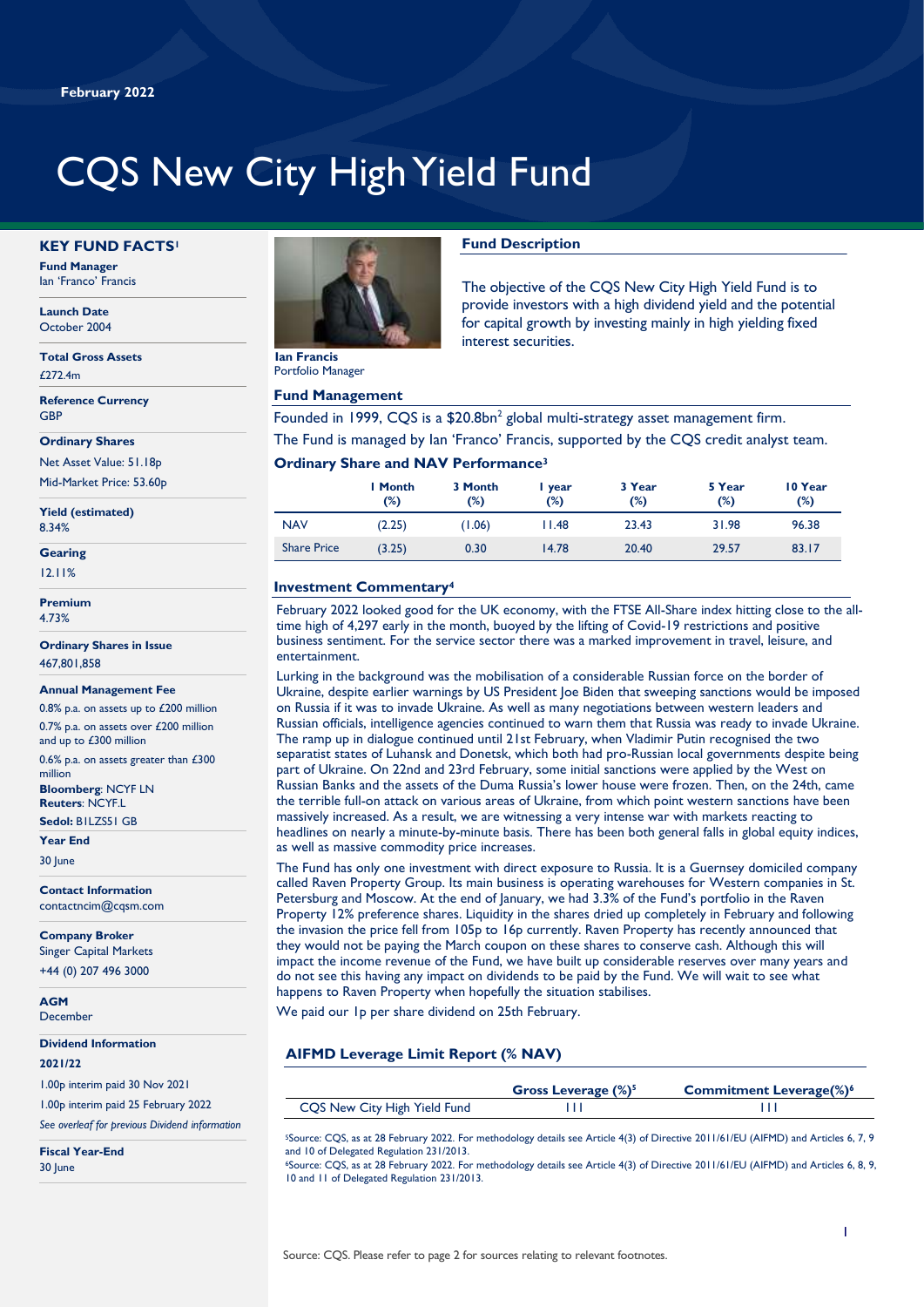February 2022

# CQS New City High Yield Fund

## KEY FUND FACTS[1]

**Fund Manager**
Ian 'Franco' Francis

**Launch Date**
October 2004

**Total Gross Assets**
£272.4m

**Reference Currency**
GBP

**Ordinary Shares**
Net Asset Value: 51.18p
Mid-Market Price: 53.60p

**Yield (estimated)**
8.34%

**Gearing**
12.11%

**Premium**
4.73%

**Ordinary Shares in Issue**
467,801,858

**Annual Management Fee**
0.8% p.a. on assets up to £200 million
0.7% p.a. on assets over £200 million and up to £300 million
0.6% p.a. on assets greater than £300 million

**Bloomberg**: NCYF LN
**Reuters**: NCYF.L
**Sedol:** B1LZS51 GB

**Year End**
30 June

**Contact Information**
contactncim@cqsm.com

**Company Broker**
Singer Capital Markets
+44 (0) 207 496 3000

**AGM**
December

**Dividend Information**
**2021/22**
1.00p interim paid 30 Nov 2021
1.00p interim paid 25 February 2022
*See overleaf for previous Dividend information*

**Fiscal Year-End**
30 June

**Ian Francis**
Portfolio Manager

## Fund Description

The objective of the CQS New City High Yield Fund is to provide investors with a high dividend yield and the potential for capital growth by investing mainly in high yielding fixed interest securities.

## Fund Management

Founded in 1999, CQS is a $20.8bn[2] global multi-strategy asset management firm.
The Fund is managed by Ian 'Franco' Francis, supported by the CQS credit analyst team.

## Ordinary Share and NAV Performance[3]

| | 1 Month (%) | 3 Month (%) | 1 year (%) | 3 Year (%) | 5 Year (%) | 10 Year (%) |
|---|---|---|---|---|---|---|
| NAV | (2.25) | (1.06) | 11.48 | 23.43 | 31.98 | 96.38 |
| Share Price | (3.25) | 0.30 | 14.78 | 20.40 | 29.57 | 83.17 |

## Investment Commentary[4]

February 2022 looked good for the UK economy, with the FTSE All-Share index hitting close to the all-time high of 4,297 early in the month, buoyed by the lifting of Covid-19 restrictions and positive business sentiment. For the service sector there was a marked improvement in travel, leisure, and entertainment.

Lurking in the background was the mobilisation of a considerable Russian force on the border of Ukraine, despite earlier warnings by US President Joe Biden that sweeping sanctions would be imposed on Russia if it was to invade Ukraine. As well as many negotiations between western leaders and Russian officials, intelligence agencies continued to warn them that Russia was ready to invade Ukraine. The ramp up in dialogue continued until 21st February, when Vladimir Putin recognised the two separatist states of Luhansk and Donetsk, which both had pro-Russian local governments despite being part of Ukraine. On 22nd and 23rd February, some initial sanctions were applied by the West on Russian Banks and the assets of the Duma Russia's lower house were frozen. Then, on the 24th, came the terrible full-on attack on various areas of Ukraine, from which point western sanctions have been massively increased. As a result, we are witnessing a very intense war with markets reacting to headlines on nearly a minute-by-minute basis. There has been both general falls in global equity indices, as well as massive commodity price increases.

The Fund has only one investment with direct exposure to Russia. It is a Guernsey domiciled company called Raven Property Group. Its main business is operating warehouses for Western companies in St. Petersburg and Moscow. At the end of January, we had 3.3% of the Fund's portfolio in the Raven Property 12% preference shares. Liquidity in the shares dried up completely in February and following the invasion the price fell from 105p to 16p currently. Raven Property has recently announced that they would not be paying the March coupon on these shares to conserve cash. Although this will impact the income revenue of the Fund, we have built up considerable reserves over many years and do not see this having any impact on dividends to be paid by the Fund. We will wait to see what happens to Raven Property when hopefully the situation stabilises.

We paid our 1p per share dividend on 25th February.

## AIFMD Leverage Limit Report (% NAV)

| | Gross Leverage (%)[5] | Commitment Leverage(%)[6] |
|---|---|---|
| CQS New City High Yield Fund | 111 | 111 |

[5]Source: CQS, as at 28 February 2022. For methodology details see Article 4(3) of Directive 2011/61/EU (AIFMD) and Articles 6, 7, 9 and 10 of Delegated Regulation 231/2013.

[6]Source: CQS, as at 28 February 2022. For methodology details see Article 4(3) of Directive 2011/61/EU (AIFMD) and Articles 6, 8, 9, 10 and 11 of Delegated Regulation 231/2013.

Source: CQS. Please refer to page 2 for sources relating to relevant footnotes.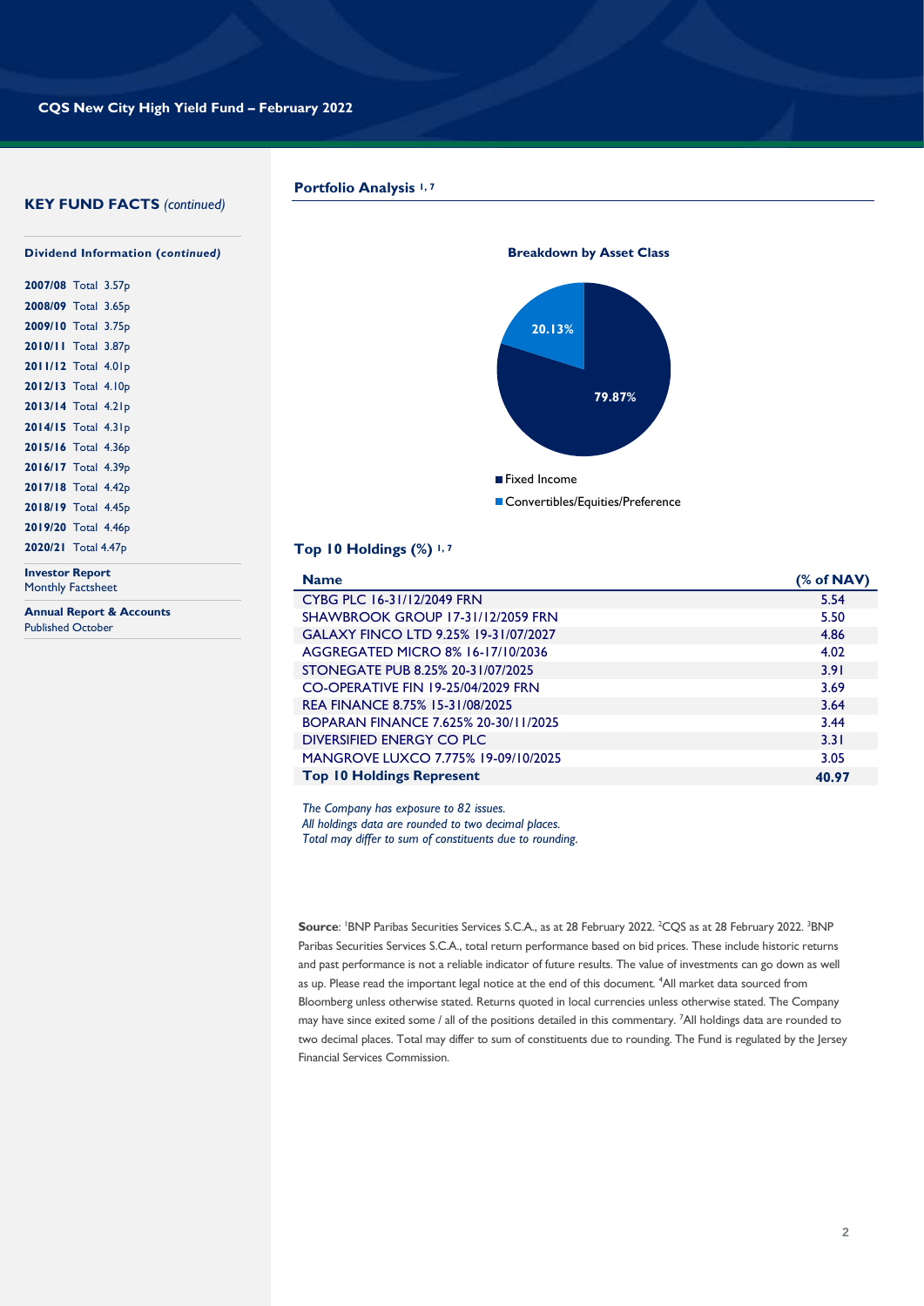## KEY FUND FACTS *(continued)*

**Dividend Information (*continued)***

**2007/08** Total 3.57p
**2008/09** Total 3.65p
**2009/10** Total 3.75p
**2010/11** Total 3.87p
**2011/12** Total 4.01p
**2012/13** Total 4.10p
**2013/14** Total 4.21p
**2014/15** Total 4.31p
**2015/16** Total 4.36p
**2016/17** Total 4.39p
**2017/18** Total 4.42p
**2018/19** Total 4.45p
**2019/20** Total 4.46p
**2020/21** Total 4.47p

**Investor Report**
Monthly Factsheet

**Annual Report & Accounts**
Published October

## Portfolio Analysis [1, 7]

**Breakdown by Asset Class**

- Fixed Income: 79.87%
- Convertibles/Equities/Preference: 20.13%

## Top 10 Holdings (%) [1, 7]

| Name | (% of NAV) |
|---|---|
| CYBG PLC 16-31/12/2049 FRN | 5.54 |
| SHAWBROOK GROUP 17-31/12/2059 FRN | 5.50 |
| GALAXY FINCO LTD 9.25% 19-31/07/2027 | 4.86 |
| AGGREGATED MICRO 8% 16-17/10/2036 | 4.02 |
| STONEGATE PUB 8.25% 20-31/07/2025 | 3.91 |
| CO-OPERATIVE FIN 19-25/04/2029 FRN | 3.69 |
| REA FINANCE 8.75% 15-31/08/2025 | 3.64 |
| BOPARAN FINANCE 7.625% 20-30/11/2025 | 3.44 |
| DIVERSIFIED ENERGY CO PLC | 3.31 |
| MANGROVE LUXCO 7.775% 19-09/10/2025 | 3.05 |
| **Top 10 Holdings Represent** | **40.97** |

*The Company has exposure to 82 issues.*
*All holdings data are rounded to two decimal places.*
*Total may differ to sum of constituents due to rounding.*

**Source**: [1]BNP Paribas Securities Services S.C.A., as at 28 February 2022. [2]CQS as at 28 February 2022. [3]BNP Paribas Securities Services S.C.A., total return performance based on bid prices. These include historic returns and past performance is not a reliable indicator of future results. The value of investments can go down as well as up. Please read the important legal notice at the end of this document. [4]All market data sourced from Bloomberg unless otherwise stated. Returns quoted in local currencies unless otherwise stated. The Company may have since exited some / all of the positions detailed in this commentary. [7]All holdings data are rounded to two decimal places. Total may differ to sum of constituents due to rounding. The Fund is regulated by the Jersey Financial Services Commission.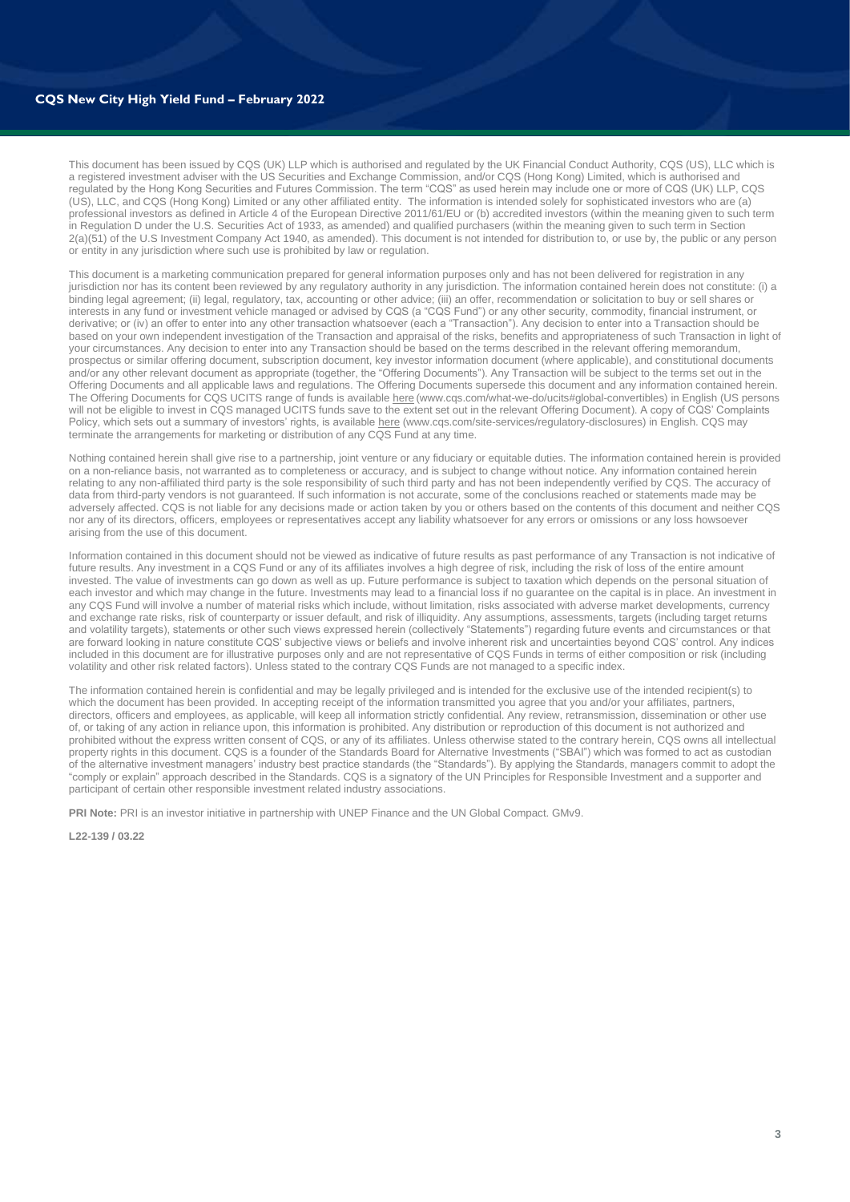This document has been issued by CQS (UK) LLP which is authorised and regulated by the UK Financial Conduct Authority, CQS (US), LLC which is a registered investment adviser with the US Securities and Exchange Commission, and/or CQS (Hong Kong) Limited, which is authorised and regulated by the Hong Kong Securities and Futures Commission. The term "CQS" as used herein may include one or more of CQS (UK) LLP, CQS (US), LLC, and CQS (Hong Kong) Limited or any other affiliated entity. The information is intended solely for sophisticated investors who are (a) professional investors as defined in Article 4 of the European Directive 2011/61/EU or (b) accredited investors (within the meaning given to such term in Regulation D under the U.S. Securities Act of 1933, as amended) and qualified purchasers (within the meaning given to such term in Section 2(a)(51) of the U.S Investment Company Act 1940, as amended). This document is not intended for distribution to, or use by, the public or any person or entity in any jurisdiction where such use is prohibited by law or regulation.

This document is a marketing communication prepared for general information purposes only and has not been delivered for registration in any jurisdiction nor has its content been reviewed by any regulatory authority in any jurisdiction. The information contained herein does not constitute: (i) a binding legal agreement; (ii) legal, regulatory, tax, accounting or other advice; (iii) an offer, recommendation or solicitation to buy or sell shares or interests in any fund or investment vehicle managed or advised by CQS (a "CQS Fund") or any other security, commodity, financial instrument, or derivative; or (iv) an offer to enter into any other transaction whatsoever (each a "Transaction"). Any decision to enter into a Transaction should be based on your own independent investigation of the Transaction and appraisal of the risks, benefits and appropriateness of such Transaction in light of your circumstances. Any decision to enter into any Transaction should be based on the terms described in the relevant offering memorandum, prospectus or similar offering document, subscription document, key investor information document (where applicable), and constitutional documents and/or any other relevant document as appropriate (together, the "Offering Documents"). Any Transaction will be subject to the terms set out in the Offering Documents and all applicable laws and regulations. The Offering Documents supersede this document and any information contained herein. The Offering Documents for CQS UCITS range of funds is available here (www.cqs.com/what-we-do/ucits#global-convertibles) in English (US persons will not be eligible to invest in CQS managed UCITS funds save to the extent set out in the relevant Offering Document). A copy of CQS' Complaints Policy, which sets out a summary of investors' rights, is available here (www.cqs.com/site-services/regulatory-disclosures) in English. CQS may terminate the arrangements for marketing or distribution of any CQS Fund at any time.

Nothing contained herein shall give rise to a partnership, joint venture or any fiduciary or equitable duties. The information contained herein is provided on a non-reliance basis, not warranted as to completeness or accuracy, and is subject to change without notice. Any information contained herein relating to any non-affiliated third party is the sole responsibility of such third party and has not been independently verified by CQS. The accuracy of data from third-party vendors is not guaranteed. If such information is not accurate, some of the conclusions reached or statements made may be adversely affected. CQS is not liable for any decisions made or action taken by you or others based on the contents of this document and neither CQS nor any of its directors, officers, employees or representatives accept any liability whatsoever for any errors or omissions or any loss howsoever arising from the use of this document.

Information contained in this document should not be viewed as indicative of future results as past performance of any Transaction is not indicative of future results. Any investment in a CQS Fund or any of its affiliates involves a high degree of risk, including the risk of loss of the entire amount invested. The value of investments can go down as well as up. Future performance is subject to taxation which depends on the personal situation of each investor and which may change in the future. Investments may lead to a financial loss if no guarantee on the capital is in place. An investment in any CQS Fund will involve a number of material risks which include, without limitation, risks associated with adverse market developments, currency and exchange rate risks, risk of counterparty or issuer default, and risk of illiquidity. Any assumptions, assessments, targets (including target returns and volatility targets), statements or other such views expressed herein (collectively "Statements") regarding future events and circumstances or that are forward looking in nature constitute CQS' subjective views or beliefs and involve inherent risk and uncertainties beyond CQS' control. Any indices included in this document are for illustrative purposes only and are not representative of CQS Funds in terms of either composition or risk (including volatility and other risk related factors). Unless stated to the contrary CQS Funds are not managed to a specific index.

The information contained herein is confidential and may be legally privileged and is intended for the exclusive use of the intended recipient(s) to which the document has been provided. In accepting receipt of the information transmitted you agree that you and/or your affiliates, partners, directors, officers and employees, as applicable, will keep all information strictly confidential. Any review, retransmission, dissemination or other use of, or taking of any action in reliance upon, this information is prohibited. Any distribution or reproduction of this document is not authorized and prohibited without the express written consent of CQS, or any of its affiliates. Unless otherwise stated to the contrary herein, CQS owns all intellectual property rights in this document. CQS is a founder of the Standards Board for Alternative Investments ("SBAI") which was formed to act as custodian of the alternative investment managers' industry best practice standards (the "Standards"). By applying the Standards, managers commit to adopt the "comply or explain" approach described in the Standards. CQS is a signatory of the UN Principles for Responsible Investment and a supporter and participant of certain other responsible investment related industry associations.

**PRI Note:** PRI is an investor initiative in partnership with UNEP Finance and the UN Global Compact. GMv9.

**L22-139 / 03.22**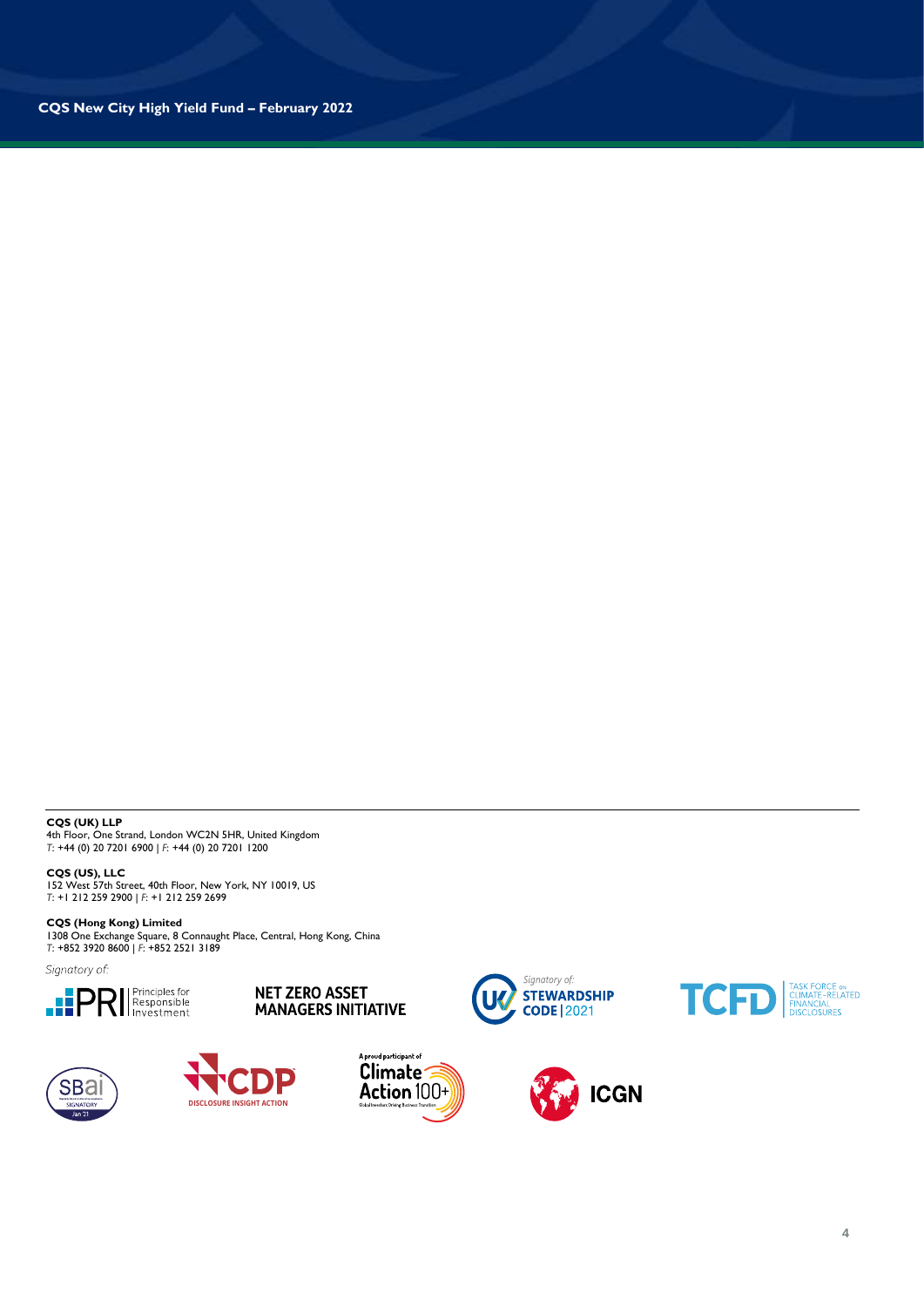**CQS (UK) LLP**
4th Floor, One Strand, London WC2N 5HR, United Kingdom
*T*: +44 (0) 20 7201 6900 | *F*: +44 (0) 20 7201 1200

**CQS (US), LLC**
152 West 57th Street, 40th Floor, New York, NY 10019, US
*T*: +1 212 259 2900 | *F*: +1 212 259 2699

**CQS (Hong Kong) Limited**
1308 One Exchange Square, 8 Connaught Place, Central, Hong Kong, China
*T*: +852 3920 8600 | *F*: +852 2521 3189

*Signatory of:*

PRI Principles for Responsible Investment

NET ZERO ASSET MANAGERS INITIATIVE

Signatory of: UK STEWARDSHIP CODE | 2021

TCFD TASK FORCE on CLIMATE-RELATED FINANCIAL DISCLOSURES

SBai SIGNATORY Jan 21

CDP DISCLOSURE INSIGHT ACTION

A proud participant of Climate Action 100+

ICGN